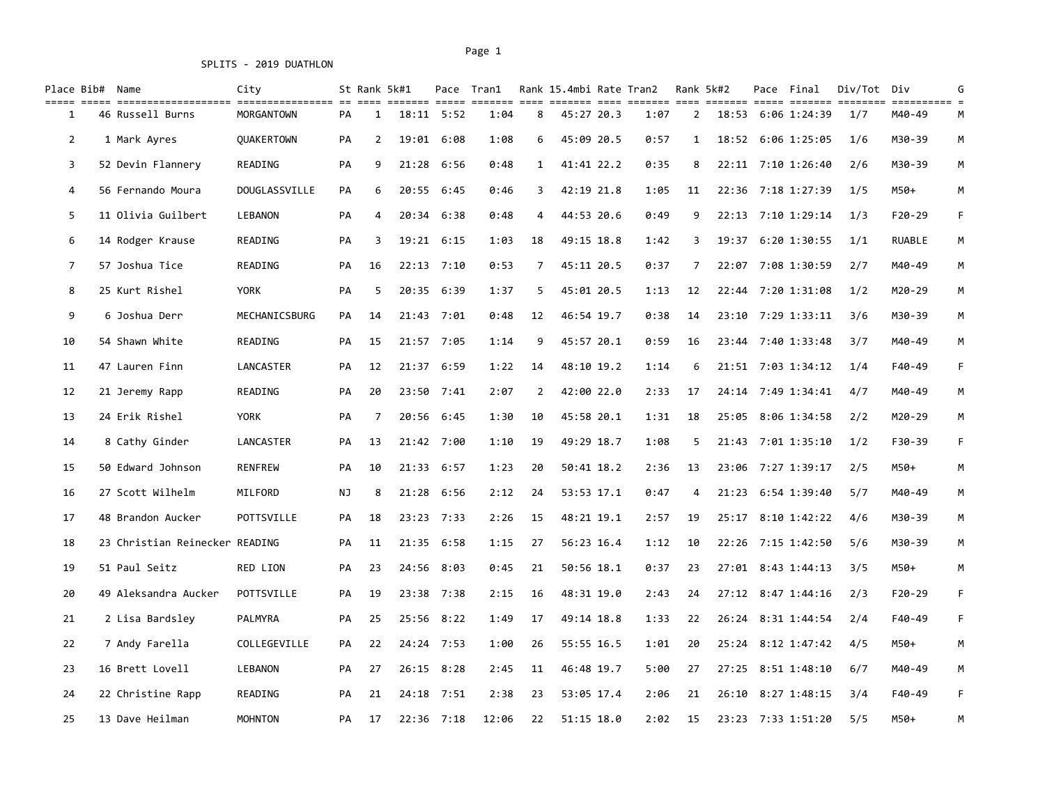SPLITS - 2019 DUATHLON

| Place | Bib# | Name | City | St | Rank | 5k#1 | Pace | Tran1 | Rank | 15.4mbi | Rate | Tran2 | Rank | 5k#2 | Pace | Final | Div/Tot | Div | G |
|---|---|---|---|---|---|---|---|---|---|---|---|---|---|---|---|---|---|---|---|
| 1 | 46 | Russell Burns | MORGANTOWN | PA | 1 | 18:11 | 5:52 | 1:04 | 8 | 45:27 | 20.3 | 1:07 | 2 | 18:53 | 6:06 | 1:24:39 | 1/7 | M40-49 | M |
| 2 | 1 | Mark Ayres | QUAKERTOWN | PA | 2 | 19:01 | 6:08 | 1:08 | 6 | 45:09 | 20.5 | 0:57 | 1 | 18:52 | 6:06 | 1:25:05 | 1/6 | M30-39 | M |
| 3 | 52 | Devin Flannery | READING | PA | 9 | 21:28 | 6:56 | 0:48 | 1 | 41:41 | 22.2 | 0:35 | 8 | 22:11 | 7:10 | 1:26:40 | 2/6 | M30-39 | M |
| 4 | 56 | Fernando Moura | DOUGLASSVILLE | PA | 6 | 20:55 | 6:45 | 0:46 | 3 | 42:19 | 21.8 | 1:05 | 11 | 22:36 | 7:18 | 1:27:39 | 1/5 | M50+ | M |
| 5 | 11 | Olivia Guilbert | LEBANON | PA | 4 | 20:34 | 6:38 | 0:48 | 4 | 44:53 | 20.6 | 0:49 | 9 | 22:13 | 7:10 | 1:29:14 | 1/3 | F20-29 | F |
| 6 | 14 | Rodger Krause | READING | PA | 3 | 19:21 | 6:15 | 1:03 | 18 | 49:15 | 18.8 | 1:42 | 3 | 19:37 | 6:20 | 1:30:55 | 1/1 | RUABLE | M |
| 7 | 57 | Joshua Tice | READING | PA | 16 | 22:13 | 7:10 | 0:53 | 7 | 45:11 | 20.5 | 0:37 | 7 | 22:07 | 7:08 | 1:30:59 | 2/7 | M40-49 | M |
| 8 | 25 | Kurt Rishel | YORK | PA | 5 | 20:35 | 6:39 | 1:37 | 5 | 45:01 | 20.5 | 1:13 | 12 | 22:44 | 7:20 | 1:31:08 | 1/2 | M20-29 | M |
| 9 | 6 | Joshua Derr | MECHANICSBURG | PA | 14 | 21:43 | 7:01 | 0:48 | 12 | 46:54 | 19.7 | 0:38 | 14 | 23:10 | 7:29 | 1:33:11 | 3/6 | M30-39 | M |
| 10 | 54 | Shawn White | READING | PA | 15 | 21:57 | 7:05 | 1:14 | 9 | 45:57 | 20.1 | 0:59 | 16 | 23:44 | 7:40 | 1:33:48 | 3/7 | M40-49 | M |
| 11 | 47 | Lauren Finn | LANCASTER | PA | 12 | 21:37 | 6:59 | 1:22 | 14 | 48:10 | 19.2 | 1:14 | 6 | 21:51 | 7:03 | 1:34:12 | 1/4 | F40-49 | F |
| 12 | 21 | Jeremy Rapp | READING | PA | 20 | 23:50 | 7:41 | 2:07 | 2 | 42:00 | 22.0 | 2:33 | 17 | 24:14 | 7:49 | 1:34:41 | 4/7 | M40-49 | M |
| 13 | 24 | Erik Rishel | YORK | PA | 7 | 20:56 | 6:45 | 1:30 | 10 | 45:58 | 20.1 | 1:31 | 18 | 25:05 | 8:06 | 1:34:58 | 2/2 | M20-29 | M |
| 14 | 8 | Cathy Ginder | LANCASTER | PA | 13 | 21:42 | 7:00 | 1:10 | 19 | 49:29 | 18.7 | 1:08 | 5 | 21:43 | 7:01 | 1:35:10 | 1/2 | F30-39 | F |
| 15 | 50 | Edward Johnson | RENFREW | PA | 10 | 21:33 | 6:57 | 1:23 | 20 | 50:41 | 18.2 | 2:36 | 13 | 23:06 | 7:27 | 1:39:17 | 2/5 | M50+ | M |
| 16 | 27 | Scott Wilhelm | MILFORD | NJ | 8 | 21:28 | 6:56 | 2:12 | 24 | 53:53 | 17.1 | 0:47 | 4 | 21:23 | 6:54 | 1:39:40 | 5/7 | M40-49 | M |
| 17 | 48 | Brandon Aucker | POTTSVILLE | PA | 18 | 23:23 | 7:33 | 2:26 | 15 | 48:21 | 19.1 | 2:57 | 19 | 25:17 | 8:10 | 1:42:22 | 4/6 | M30-39 | M |
| 18 | 23 | Christian Reinecker | READING | PA | 11 | 21:35 | 6:58 | 1:15 | 27 | 56:23 | 16.4 | 1:12 | 10 | 22:26 | 7:15 | 1:42:50 | 5/6 | M30-39 | M |
| 19 | 51 | Paul Seitz | RED LION | PA | 23 | 24:56 | 8:03 | 0:45 | 21 | 50:56 | 18.1 | 0:37 | 23 | 27:01 | 8:43 | 1:44:13 | 3/5 | M50+ | M |
| 20 | 49 | Aleksandra Aucker | POTTSVILLE | PA | 19 | 23:38 | 7:38 | 2:15 | 16 | 48:31 | 19.0 | 2:43 | 24 | 27:12 | 8:47 | 1:44:16 | 2/3 | F20-29 | F |
| 21 | 2 | Lisa Bardsley | PALMYRA | PA | 25 | 25:56 | 8:22 | 1:49 | 17 | 49:14 | 18.8 | 1:33 | 22 | 26:24 | 8:31 | 1:44:54 | 2/4 | F40-49 | F |
| 22 | 7 | Andy Farella | COLLEGEVILLE | PA | 22 | 24:24 | 7:53 | 1:00 | 26 | 55:55 | 16.5 | 1:01 | 20 | 25:24 | 8:12 | 1:47:42 | 4/5 | M50+ | M |
| 23 | 16 | Brett Lovell | LEBANON | PA | 27 | 26:15 | 8:28 | 2:45 | 11 | 46:48 | 19.7 | 5:00 | 27 | 27:25 | 8:51 | 1:48:10 | 6/7 | M40-49 | M |
| 24 | 22 | Christine Rapp | READING | PA | 21 | 24:18 | 7:51 | 2:38 | 23 | 53:05 | 17.4 | 2:06 | 21 | 26:10 | 8:27 | 1:48:15 | 3/4 | F40-49 | F |
| 25 | 13 | Dave Heilman | MOHNTON | PA | 17 | 22:36 | 7:18 | 12:06 | 22 | 51:15 | 18.0 | 2:02 | 15 | 23:23 | 7:33 | 1:51:20 | 5/5 | M50+ | M |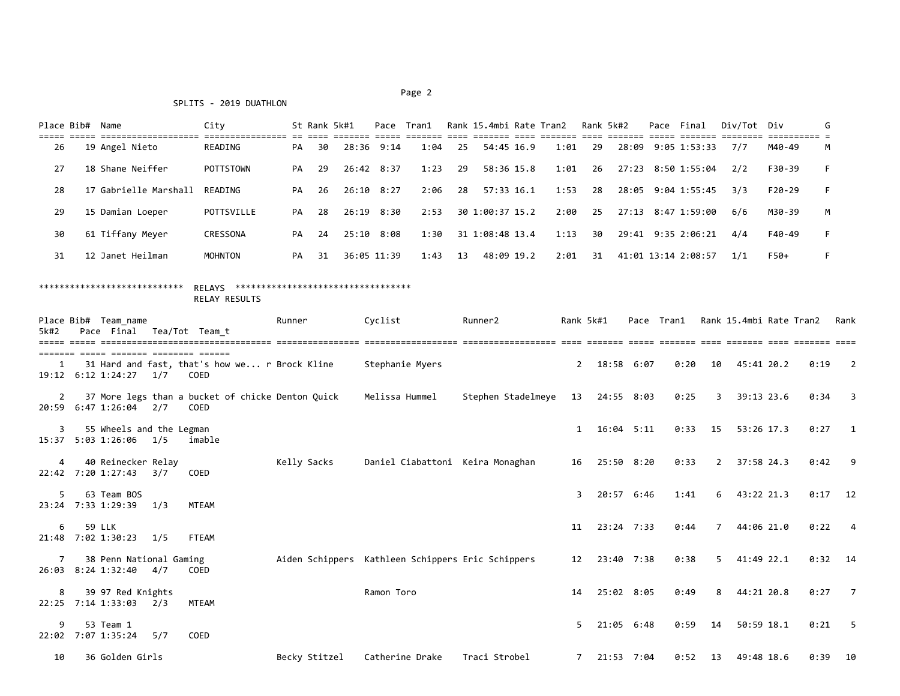SPLITS - 2019 DUATHLON

| Place | Bib# | Name | City | St | Rank | 5k#1 | Pace | Tran1 | Rank | 15.4mbi | Rate | Tran2 | Rank | 5k#2 | Pace | Final | Div/Tot | Div | G |
|---|---|---|---|---|---|---|---|---|---|---|---|---|---|---|---|---|---|---|---|
| 26 | 19 | Angel Nieto | READING | PA | 30 | 28:36 | 9:14 | 1:04 | 25 | 54:45 | 16.9 | 1:01 | 29 | 28:09 | 9:05 | 1:53:33 | 7/7 | M40-49 | M |
| 27 | 18 | Shane Neiffer | POTTSTOWN | PA | 29 | 26:42 | 8:37 | 1:23 | 29 | 58:36 | 15.8 | 1:01 | 26 | 27:23 | 8:50 | 1:55:04 | 2/2 | F30-39 | F |
| 28 | 17 | Gabrielle Marshall | READING | PA | 26 | 26:10 | 8:27 | 2:06 | 28 | 57:33 | 16.1 | 1:53 | 28 | 28:05 | 9:04 | 1:55:45 | 3/3 | F20-29 | F |
| 29 | 15 | Damian Loeper | POTTSVILLE | PA | 28 | 26:19 | 8:30 | 2:53 | 30 | 1:00:37 | 15.2 | 2:00 | 25 | 27:13 | 8:47 | 1:59:00 | 6/6 | M30-39 | M |
| 30 | 61 | Tiffany Meyer | CRESSONA | PA | 24 | 25:10 | 8:08 | 1:30 | 31 | 1:08:48 | 13.4 | 1:13 | 30 | 29:41 | 9:35 | 2:06:21 | 4/4 | F40-49 | F |
| 31 | 12 | Janet Heilman | MOHNTON | PA | 31 | 36:05 | 11:39 | 1:43 | 13 | 48:09 | 19.2 | 2:01 | 31 | 41:01 | 13:14 | 2:08:57 | 1/1 | F50+ | F |

**************************** RELAYS **********************************

RELAY RESULTS

| Place | Bib# | Team_name | Runner | Cyclist | Runner2 | Rank | 5k#1 | Pace | Tran1 | Rank | 15.4mbi | Rate | Tran2 | Rank | 5k#2 | Pace | Final | Tea/Tot | Team_t |
|---|---|---|---|---|---|---|---|---|---|---|---|---|---|---|---|---|---|---|---|
| 1 | 31 | Hard and fast, that's how we... r | Brock Kline | Stephanie Myers | | 2 | 18:58 | 6:07 | 0:20 | 10 | 45:41 | 20.2 | 0:19 | 2 | 19:12 | 6:12 | 1:24:27 | 1/7 | COED |
| 2 | 37 | More legs than a bucket of chicke | Denton Quick | Melissa Hummel | Stephen Stadelmeye | 13 | 24:55 | 8:03 | 0:25 | 3 | 39:13 | 23.6 | 0:34 | 3 | 20:59 | 6:47 | 1:26:04 | 2/7 | COED |
| 3 | 55 | Wheels and the Legman | | | | 1 | 16:04 | 5:11 | 0:33 | 15 | 53:26 | 17.3 | 0:27 | 1 | 15:37 | 5:03 | 1:26:06 | 1/5 | imable |
| 4 | 40 | Reinecker Relay | Kelly Sacks | Daniel Ciabattoni | Keira Monaghan | 16 | 25:50 | 8:20 | 0:33 | 2 | 37:58 | 24.3 | 0:42 | 9 | 22:42 | 7:20 | 1:27:43 | 3/7 | COED |
| 5 | 63 | Team BOS | | | | 3 | 20:57 | 6:46 | 1:41 | 6 | 43:22 | 21.3 | 0:17 | 12 | 23:24 | 7:33 | 1:29:39 | 1/3 | MTEAM |
| 6 | 59 | LLK | | | | 11 | 23:24 | 7:33 | 0:44 | 7 | 44:06 | 21.0 | 0:22 | 4 | 21:48 | 7:02 | 1:30:23 | 1/5 | FTEAM |
| 7 | 38 | Penn National Gaming | Aiden Schippers | Kathleen Schippers | Eric Schippers | 12 | 23:40 | 7:38 | 0:38 | 5 | 41:49 | 22.1 | 0:32 | 14 | 26:03 | 8:24 | 1:32:40 | 4/7 | COED |
| 8 | 39 | 97 Red Knights | | Ramon Toro | | 14 | 25:02 | 8:05 | 0:49 | 8 | 44:21 | 20.8 | 0:27 | 7 | 22:25 | 7:14 | 1:33:03 | 2/3 | MTEAM |
| 9 | 53 | Team 1 | | | | 5 | 21:05 | 6:48 | 0:59 | 14 | 50:59 | 18.1 | 0:21 | 5 | 22:02 | 7:07 | 1:35:24 | 5/7 | COED |
| 10 | 36 | Golden Girls | Becky Stitzel | Catherine Drake | Traci Strobel | 7 | 21:53 | 7:04 | 0:52 | 13 | 49:48 | 18.6 | 0:39 | 10 | | | | | |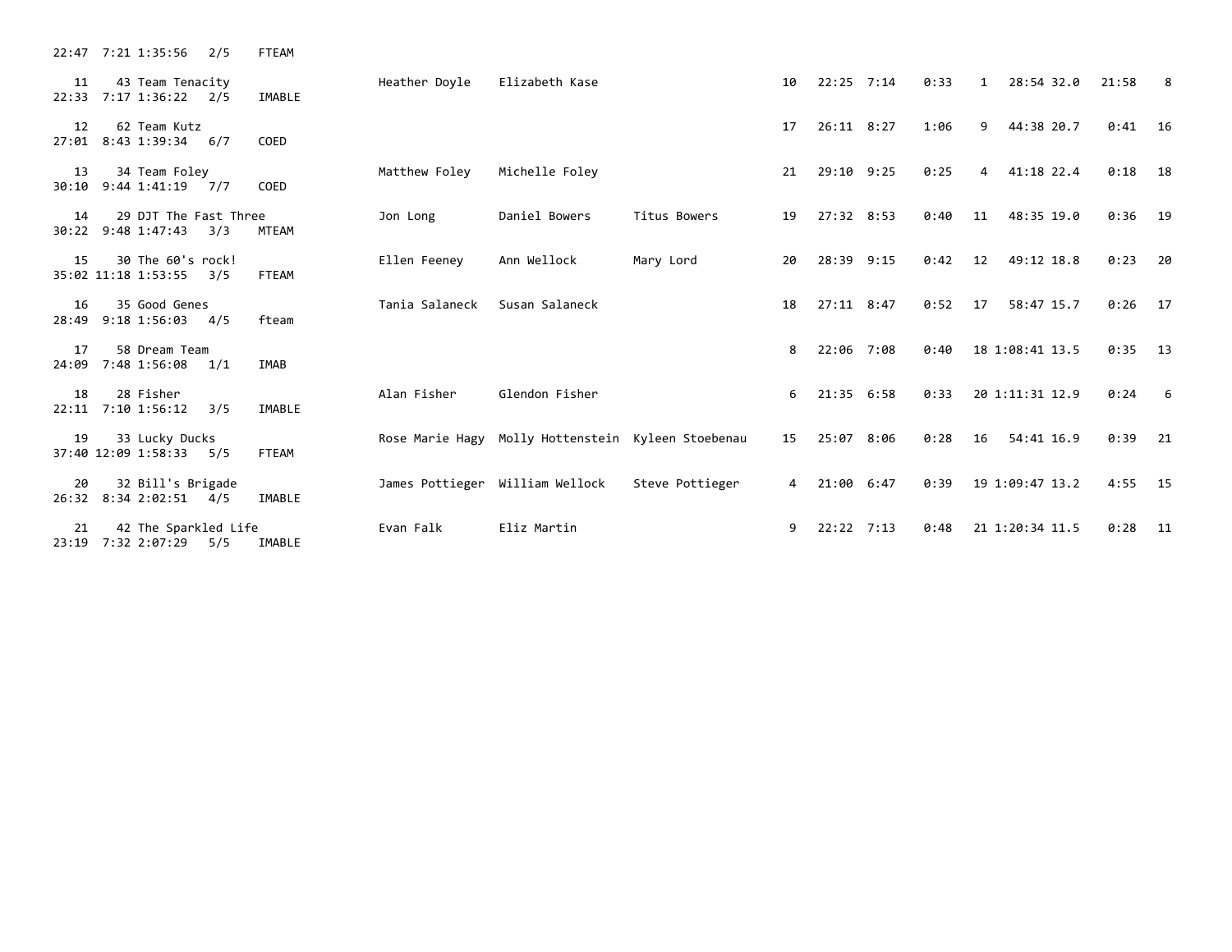| | | | | | | | | | | | | | | | | | | | | | |
|---|---|---|---|---|---|---|---|---|---|---|---|---|---|---|---|---|---|---|---|---|---|
| | | | | | | | | | | | | | | | | 22:47 | 7:21 | 1:35:56 | 2/5 | FTEAM | |
| 11 | 43 | Team Tenacity | Heather Doyle | Elizabeth Kase | | 10 | 22:25 | 7:14 | 0:33 | 1 | 28:54 | 32.0 | 21:58 | 8 | | 22:33 | 7:17 | 1:36:22 | 2/5 | IMABLE | |
| 12 | 62 | Team Kutz | | | | 17 | 26:11 | 8:27 | 1:06 | 9 | 44:38 | 20.7 | 0:41 | 16 | | 27:01 | 8:43 | 1:39:34 | 6/7 | COED | |
| 13 | 34 | Team Foley | Matthew Foley | Michelle Foley | | 21 | 29:10 | 9:25 | 0:25 | 4 | 41:18 | 22.4 | 0:18 | 18 | | 30:10 | 9:44 | 1:41:19 | 7/7 | COED | |
| 14 | 29 | DJT The Fast Three | Jon Long | Daniel Bowers | Titus Bowers | 19 | 27:32 | 8:53 | 0:40 | 11 | 48:35 | 19.0 | 0:36 | 19 | | 30:22 | 9:48 | 1:47:43 | 3/3 | MTEAM | |
| 15 | 30 | The 60's rock! | Ellen Feeney | Ann Wellock | Mary Lord | 20 | 28:39 | 9:15 | 0:42 | 12 | 49:12 | 18.8 | 0:23 | 20 | | 35:02 | 11:18 | 1:53:55 | 3/5 | FTEAM | |
| 16 | 35 | Good Genes | Tania Salaneck | Susan Salaneck | | 18 | 27:11 | 8:47 | 0:52 | 17 | 58:47 | 15.7 | 0:26 | 17 | | 28:49 | 9:18 | 1:56:03 | 4/5 | fteam | |
| 17 | 58 | Dream Team | | | | 8 | 22:06 | 7:08 | 0:40 | 18 | 1:08:41 | 13.5 | 0:35 | 13 | | 24:09 | 7:48 | 1:56:08 | 1/1 | IMAB | |
| 18 | 28 | Fisher | Alan Fisher | Glendon Fisher | | 6 | 21:35 | 6:58 | 0:33 | 20 | 1:11:31 | 12.9 | 0:24 | 6 | | 22:11 | 7:10 | 1:56:12 | 3/5 | IMABLE | |
| 19 | 33 | Lucky Ducks | Rose Marie Hagy | Molly Hottenstein | Kyleen Stoebenau | 15 | 25:07 | 8:06 | 0:28 | 16 | 54:41 | 16.9 | 0:39 | 21 | | 37:40 | 12:09 | 1:58:33 | 5/5 | FTEAM | |
| 20 | 32 | Bill's Brigade | James Pottieger | William Wellock | Steve Pottieger | 4 | 21:00 | 6:47 | 0:39 | 19 | 1:09:47 | 13.2 | 4:55 | 15 | | 26:32 | 8:34 | 2:02:51 | 4/5 | IMABLE | |
| 21 | 42 | The Sparkled Life | Evan Falk | Eliz Martin | | 9 | 22:22 | 7:13 | 0:48 | 21 | 1:20:34 | 11.5 | 0:28 | 11 | | 23:19 | 7:32 | 2:07:29 | 5/5 | IMABLE | |